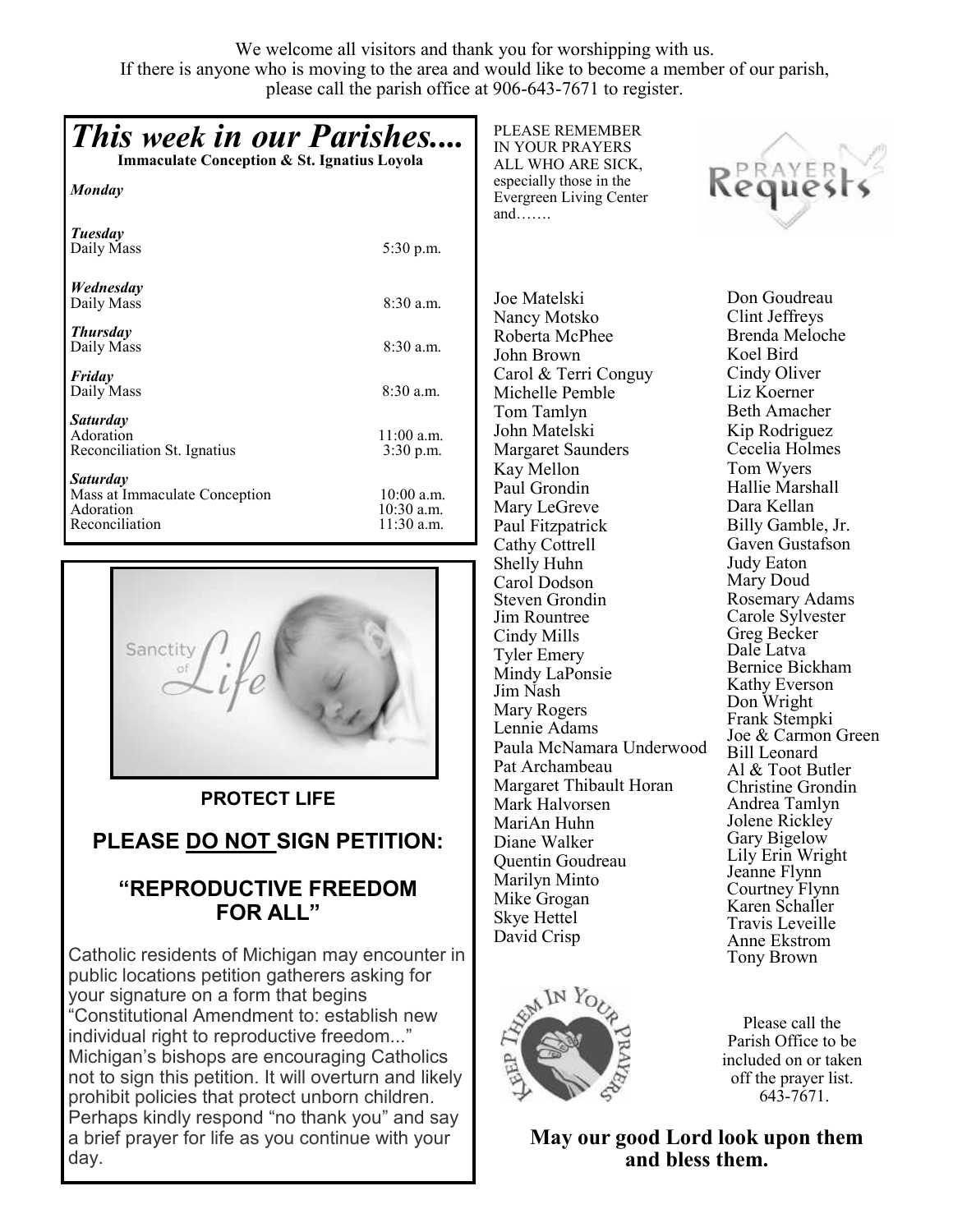We welcome all visitors and thank you for worshipping with us.
If there is anyone who is moving to the area and would like to become a member of our parish, please call the parish office at 906-643-7671 to register.

# *This week in our Parishes....*

**Immaculate Conception & St. Ignatius Loyola**

***Monday***

***Tuesday***
Daily Mass 5:30 p.m.

***Wednesday***
Daily Mass 8:30 a.m.

***Thursday***
Daily Mass 8:30 a.m.

***Friday***
Daily Mass 8:30 a.m.

***Saturday***
Adoration 11:00 a.m.
Reconciliation St. Ignatius 3:30 p.m.

***Saturday***
Mass at Immaculate Conception 10:00 a.m.
Adoration 10:30 a.m.
Reconciliation 11:30 a.m.

**PROTECT LIFE**

## PLEASE DO NOT SIGN PETITION:

## "REPRODUCTIVE FREEDOM FOR ALL"

Catholic residents of Michigan may encounter in public locations petition gatherers asking for your signature on a form that begins "Constitutional Amendment to: establish new individual right to reproductive freedom..." Michigan's bishops are encouraging Catholics not to sign this petition. It will overturn and likely prohibit policies that protect unborn children. Perhaps kindly respond "no thank you" and say a brief prayer for life as you continue with your day.

PLEASE REMEMBER IN YOUR PRAYERS ALL WHO ARE SICK, especially those in the Evergreen Living Center and…….

Joe Matelski
Nancy Motsko
Roberta McPhee
John Brown
Carol & Terri Conguy
Michelle Pemble
Tom Tamlyn
John Matelski
Margaret Saunders
Kay Mellon
Paul Grondin
Mary LeGreve
Paul Fitzpatrick
Cathy Cottrell
Shelly Huhn
Carol Dodson
Steven Grondin
Jim Rountree
Cindy Mills
Tyler Emery
Mindy LaPonsie
Jim Nash
Mary Rogers
Lennie Adams
Paula McNamara Underwood
Pat Archambeau
Margaret Thibault Horan
Mark Halvorsen
MariAn Huhn
Diane Walker
Quentin Goudreau
Marilyn Minto
Mike Grogan
Skye Hettel
David Crisp
Don Goudreau
Clint Jeffreys
Brenda Meloche
Koel Bird
Cindy Oliver
Liz Koerner
Beth Amacher
Kip Rodriguez
Cecelia Holmes
Tom Wyers
Hallie Marshall
Dara Kellan
Billy Gamble, Jr.
Gaven Gustafson
Judy Eaton
Mary Doud
Rosemary Adams
Carole Sylvester
Greg Becker
Dale Latva
Bernice Bickham
Kathy Everson
Don Wright
Frank Stempki
Joe & Carmon Green
Bill Leonard
Al & Toot Butler
Christine Grondin
Andrea Tamlyn
Jolene Rickley
Gary Bigelow
Lily Erin Wright
Jeanne Flynn
Courtney Flynn
Karen Schaller
Travis Leveille
Anne Ekstrom
Tony Brown

Please call the Parish Office to be included on or taken off the prayer list. 643-7671.

**May our good Lord look upon them and bless them.**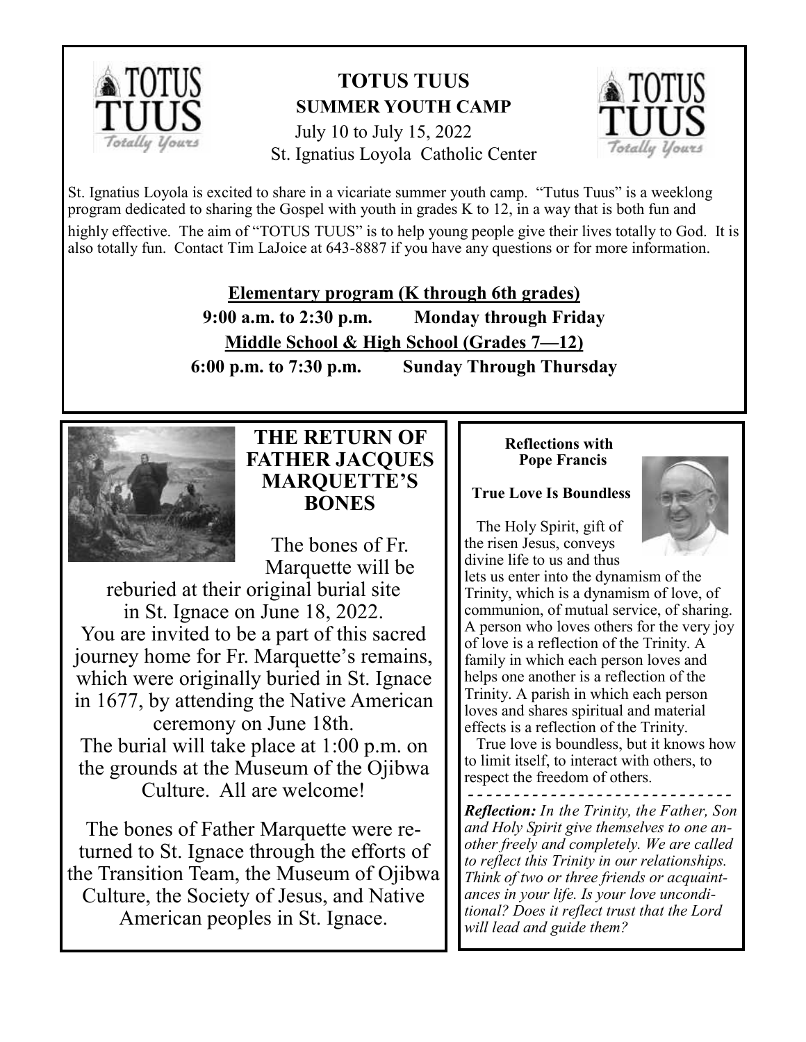# TOTUS TUUS

## SUMMER YOUTH CAMP

July 10 to July 15, 2022

St. Ignatius Loyola Catholic Center

St. Ignatius Loyola is excited to share in a vicariate summer youth camp. "Tutus Tuus" is a weeklong program dedicated to sharing the Gospel with youth in grades K to 12, in a way that is both fun and highly effective. The aim of "TOTUS TUUS" is to help young people give their lives totally to God. It is also totally fun. Contact Tim LaJoice at 643-8887 if you have any questions or for more information.

**Elementary program (K through 6th grades)**

**9:00 a.m. to 2:30 p.m. Monday through Friday**

**Middle School & High School (Grades 7—12)**

**6:00 p.m. to 7:30 p.m. Sunday Through Thursday**

## THE RETURN OF FATHER JACQUES MARQUETTE'S BONES

The bones of Fr. Marquette will be reburied at their original burial site in St. Ignace on June 18, 2022. You are invited to be a part of this sacred journey home for Fr. Marquette's remains, which were originally buried in St. Ignace in 1677, by attending the Native American ceremony on June 18th. The burial will take place at 1:00 p.m. on the grounds at the Museum of the Ojibwa Culture. All are welcome!

The bones of Father Marquette were returned to St. Ignace through the efforts of the Transition Team, the Museum of Ojibwa Culture, the Society of Jesus, and Native American peoples in St. Ignace.

### Reflections with Pope Francis

**True Love Is Boundless**

The Holy Spirit, gift of the risen Jesus, conveys divine life to us and thus lets us enter into the dynamism of the Trinity, which is a dynamism of love, of communion, of mutual service, of sharing. A person who loves others for the very joy of love is a reflection of the Trinity. A family in which each person loves and helps one another is a reflection of the Trinity. A parish in which each person loves and shares spiritual and material effects is a reflection of the Trinity.

True love is boundless, but it knows how to limit itself, to interact with others, to respect the freedom of others.

- - - - - - - - - - - - - - - - - - - - - - - - - - - -

***Reflection:*** *In the Trinity, the Father, Son and Holy Spirit give themselves to one another freely and completely. We are called to reflect this Trinity in our relationships. Think of two or three friends or acquaintances in your life. Is your love unconditional? Does it reflect trust that the Lord will lead and guide them?*